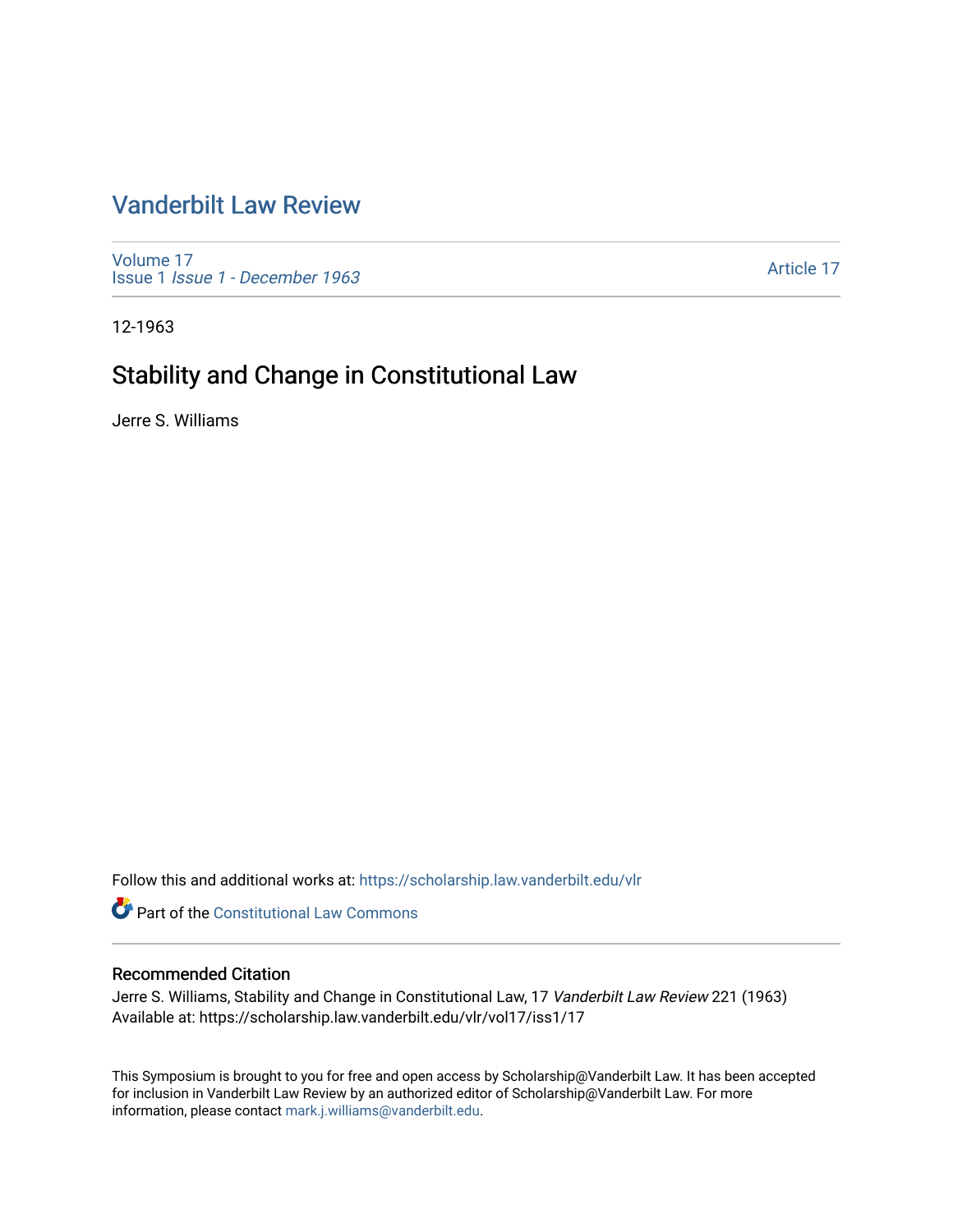# Vanderbilt Law Review

Volume 17
Issue 1 *Issue 1 - December 1963*

Article 17

12-1963

## Stability and Change in Constitutional Law

Jerre S. Williams

Follow this and additional works at: https://scholarship.law.vanderbilt.edu/vlr

Part of the Constitutional Law Commons

### Recommended Citation

Jerre S. Williams, Stability and Change in Constitutional Law, 17 *Vanderbilt Law Review* 221 (1963)
Available at: https://scholarship.law.vanderbilt.edu/vlr/vol17/iss1/17

This Symposium is brought to you for free and open access by Scholarship@Vanderbilt Law. It has been accepted for inclusion in Vanderbilt Law Review by an authorized editor of Scholarship@Vanderbilt Law. For more information, please contact mark.j.williams@vanderbilt.edu.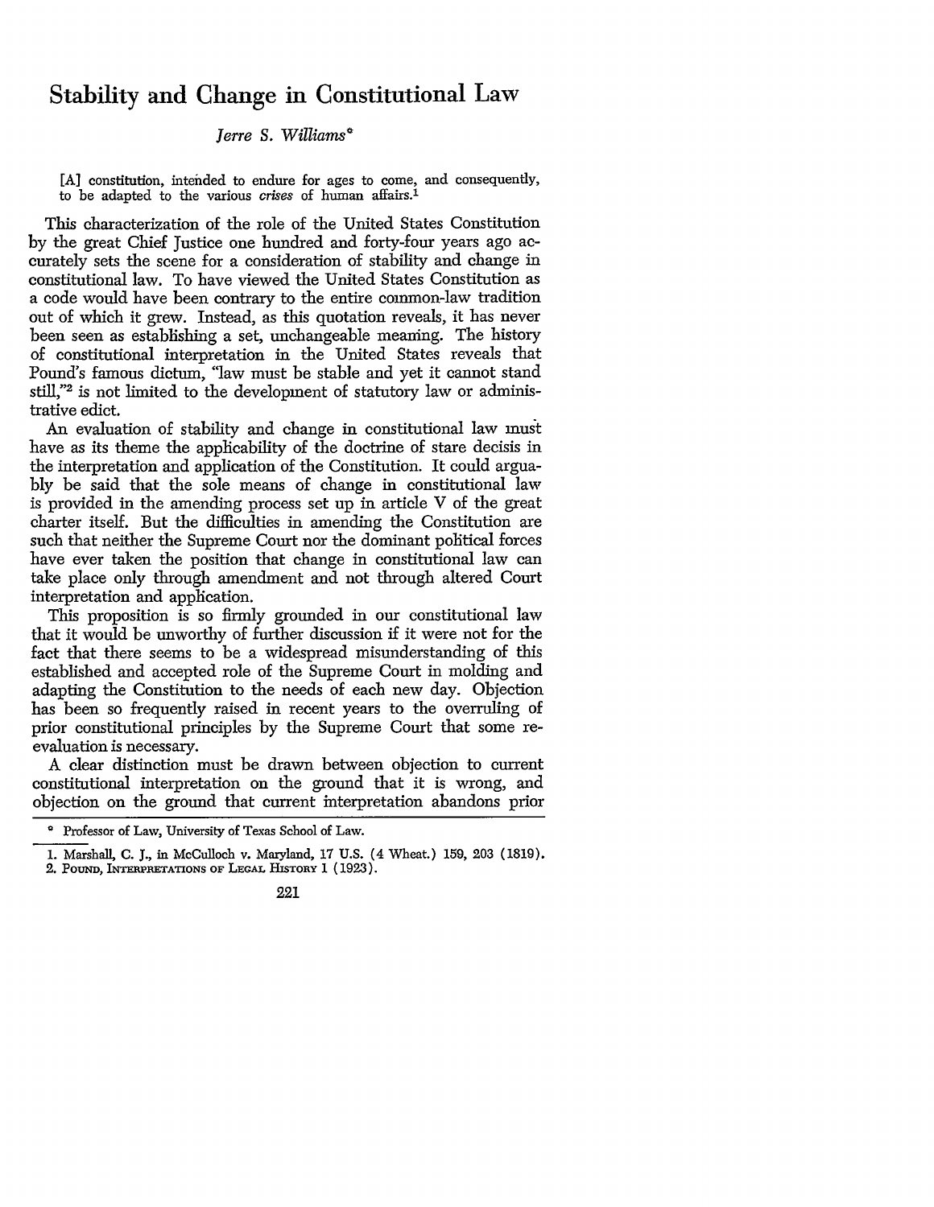# Stability and Change in Constitutional Law

*Jerre S. Williams*[*]

> [A] constitution, intended to endure for ages to come, and consequently, to be adapted to the various *crises* of human affairs.[1]

This characterization of the role of the United States Constitution by the great Chief Justice one hundred and forty-four years ago accurately sets the scene for a consideration of stability and change in constitutional law. To have viewed the United States Constitution as a code would have been contrary to the entire common-law tradition out of which it grew. Instead, as this quotation reveals, it has never been seen as establishing a set, unchangeable meaning. The history of constitutional interpretation in the United States reveals that Pound's famous dictum, "law must be stable and yet it cannot stand still,"[2] is not limited to the development of statutory law or administrative edict.

An evaluation of stability and change in constitutional law must have as its theme the applicability of the doctrine of stare decisis in the interpretation and application of the Constitution. It could arguably be said that the sole means of change in constitutional law is provided in the amending process set up in article V of the great charter itself. But the difficulties in amending the Constitution are such that neither the Supreme Court nor the dominant political forces have ever taken the position that change in constitutional law can take place only through amendment and not through altered Court interpretation and application.

This proposition is so firmly grounded in our constitutional law that it would be unworthy of further discussion if it were not for the fact that there seems to be a widespread misunderstanding of this established and accepted role of the Supreme Court in molding and adapting the Constitution to the needs of each new day. Objection has been so frequently raised in recent years to the overruling of prior constitutional principles by the Supreme Court that some re-evaluation is necessary.

A clear distinction must be drawn between objection to current constitutional interpretation on the ground that it is wrong, and objection on the ground that current interpretation abandons prior

---

[*] Professor of Law, University of Texas School of Law.

1. Marshall, C. J., in McCulloch v. Maryland, 17 U.S. (4 Wheat.) 159, 203 (1819).

2. Pound, Interpretations of Legal History 1 (1923).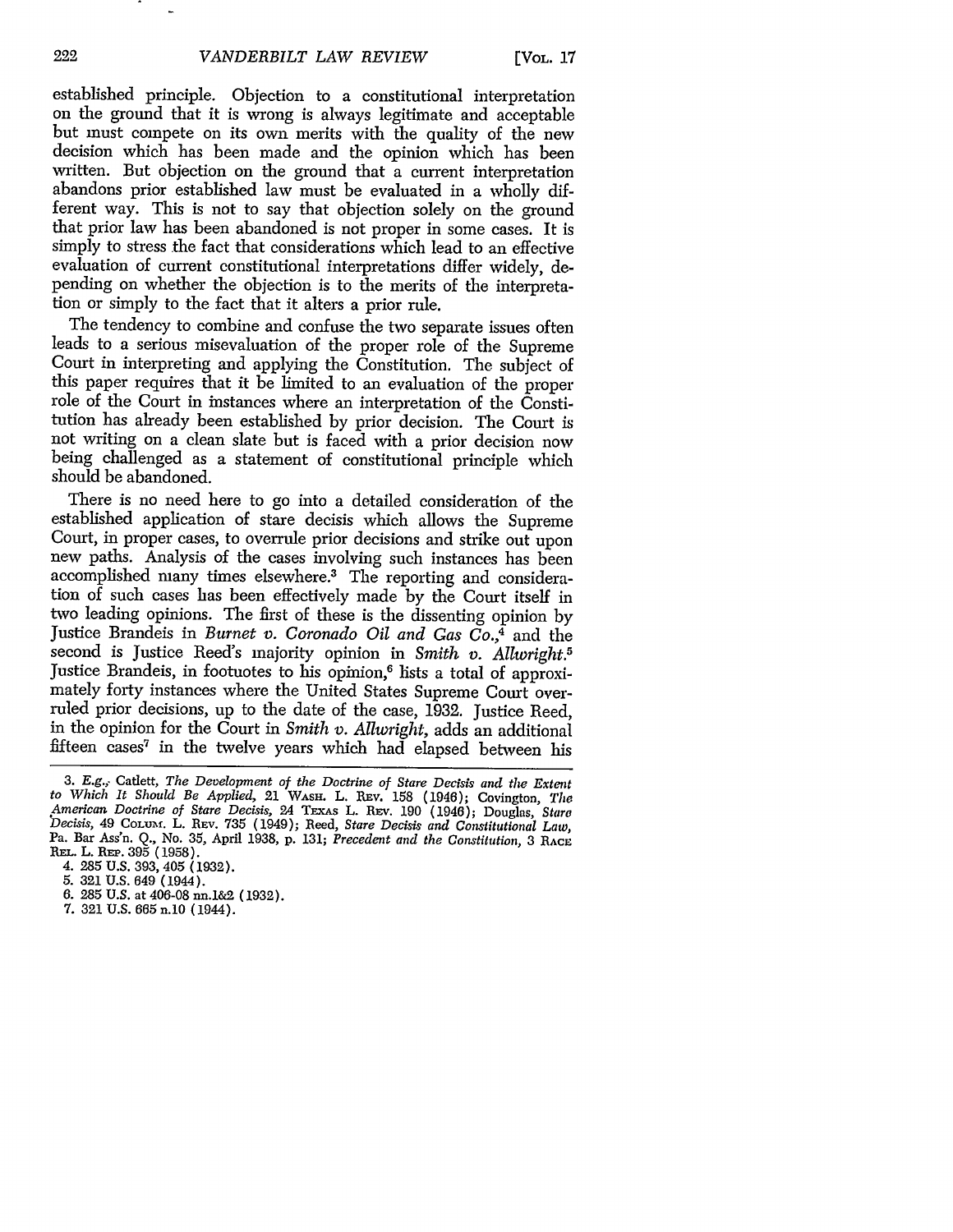established principle. Objection to a constitutional interpretation on the ground that it is wrong is always legitimate and acceptable but must compete on its own merits with the quality of the new decision which has been made and the opinion which has been written. But objection on the ground that a current interpretation abandons prior established law must be evaluated in a wholly different way. This is not to say that objection solely on the ground that prior law has been abandoned is not proper in some cases. It is simply to stress the fact that considerations which lead to an effective evaluation of current constitutional interpretations differ widely, depending on whether the objection is to the merits of the interpretation or simply to the fact that it alters a prior rule.

The tendency to combine and confuse the two separate issues often leads to a serious misevaluation of the proper role of the Supreme Court in interpreting and applying the Constitution. The subject of this paper requires that it be limited to an evaluation of the proper role of the Court in instances where an interpretation of the Constitution has already been established by prior decision. The Court is not writing on a clean slate but is faced with a prior decision now being challenged as a statement of constitutional principle which should be abandoned.

There is no need here to go into a detailed consideration of the established application of stare decisis which allows the Supreme Court, in proper cases, to overrule prior decisions and strike out upon new paths. Analysis of the cases involving such instances has been accomplished many times elsewhere.[3] The reporting and consideration of such cases has been effectively made by the Court itself in two leading opinions. The first of these is the dissenting opinion by Justice Brandeis in *Burnet v. Coronado Oil and Gas Co.*,[4] and the second is Justice Reed's majority opinion in *Smith v. Allwright.*[5] Justice Brandeis, in footnotes to his opinion,[6] lists a total of approximately forty instances where the United States Supreme Court overruled prior decisions, up to the date of the case, 1932. Justice Reed, in the opinion for the Court in *Smith v. Allwright*, adds an additional fifteen cases[7] in the twelve years which had elapsed between his

---

3. *E.g.*, Catlett, *The Development of the Doctrine of Stare Decisis and the Extent to Which It Should Be Applied*, 21 WASH. L. REV. 158 (1946); Covington, *The American Doctrine of Stare Decisis*, 24 TEXAS L. REV. 190 (1946); Douglas, *Stare Decisis*, 49 COLUM. L. REV. 735 (1949); Reed, *Stare Decisis and Constitutional Law*, Pa. Bar Ass'n. Q., No. 35, April 1938, p. 131; *Precedent and the Constitution*, 3 RACE REL. L. REP. 395 (1958).

4. 285 U.S. 393, 405 (1932).

5. 321 U.S. 649 (1944).

6. 285 U.S. at 406-08 nn.1&2 (1932).

7. 321 U.S. 665 n.10 (1944).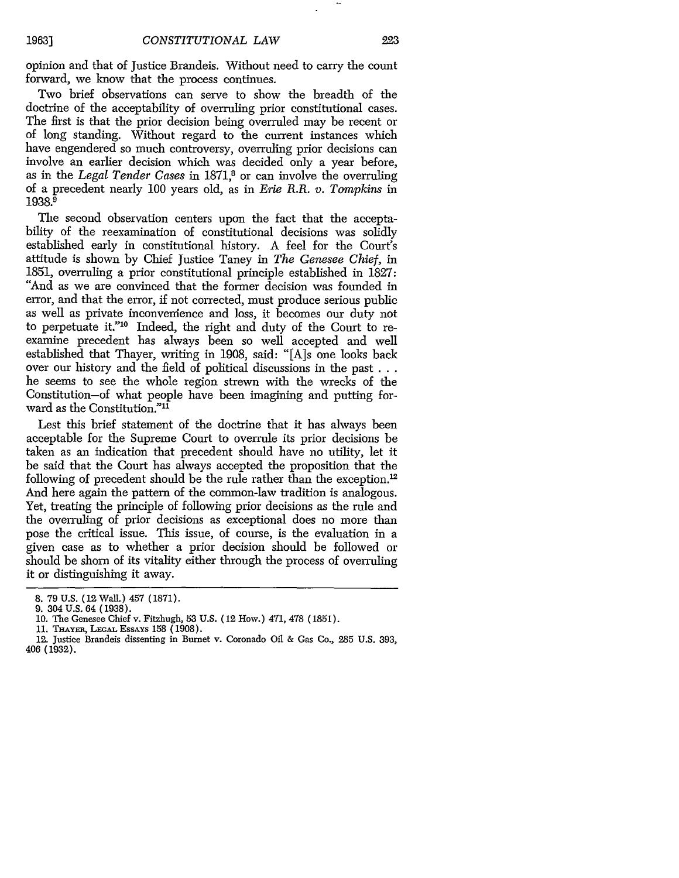opinion and that of Justice Brandeis. Without need to carry the count forward, we know that the process continues.

Two brief observations can serve to show the breadth of the doctrine of the acceptability of overruling prior constitutional cases. The first is that the prior decision being overruled may be recent or of long standing. Without regard to the current instances which have engendered so much controversy, overruling prior decisions can involve an earlier decision which was decided only a year before, as in the *Legal Tender Cases* in 1871,[8] or can involve the overruling of a precedent nearly 100 years old, as in *Erie R.R. v. Tompkins* in 1938.[9]

The second observation centers upon the fact that the acceptability of the reexamination of constitutional decisions was solidly established early in constitutional history. A feel for the Court's attitude is shown by Chief Justice Taney in *The Genesee Chief*, in 1851, overruling a prior constitutional principle established in 1827: "And as we are convinced that the former decision was founded in error, and that the error, if not corrected, must produce serious public as well as private inconvenience and loss, it becomes our duty not to perpetuate it."[10] Indeed, the right and duty of the Court to reexamine precedent has always been so well accepted and well established that Thayer, writing in 1908, said: "[A]s one looks back over our history and the field of political discussions in the past . . . he seems to see the whole region strewn with the wrecks of the Constitution—of what people have been imagining and putting forward as the Constitution."[11]

Lest this brief statement of the doctrine that it has always been acceptable for the Supreme Court to overrule its prior decisions be taken as an indication that precedent should have no utility, let it be said that the Court has always accepted the proposition that the following of precedent should be the rule rather than the exception.[12] And here again the pattern of the common-law tradition is analogous. Yet, treating the principle of following prior decisions as the rule and the overruling of prior decisions as exceptional does no more than pose the critical issue. This issue, of course, is the evaluation in a given case as to whether a prior decision should be followed or should be shorn of its vitality either through the process of overruling it or distinguishing it away.

---

8. 79 U.S. (12 Wall.) 457 (1871).
9. 304 U.S. 64 (1938).
10. The Genesee Chief v. Fitzhugh, 53 U.S. (12 How.) 471, 478 (1851).
11. Thayer, Legal Essays 158 (1908).
12. Justice Brandeis dissenting in Burnet v. Coronado Oil & Gas Co., 285 U.S. 393, 406 (1932).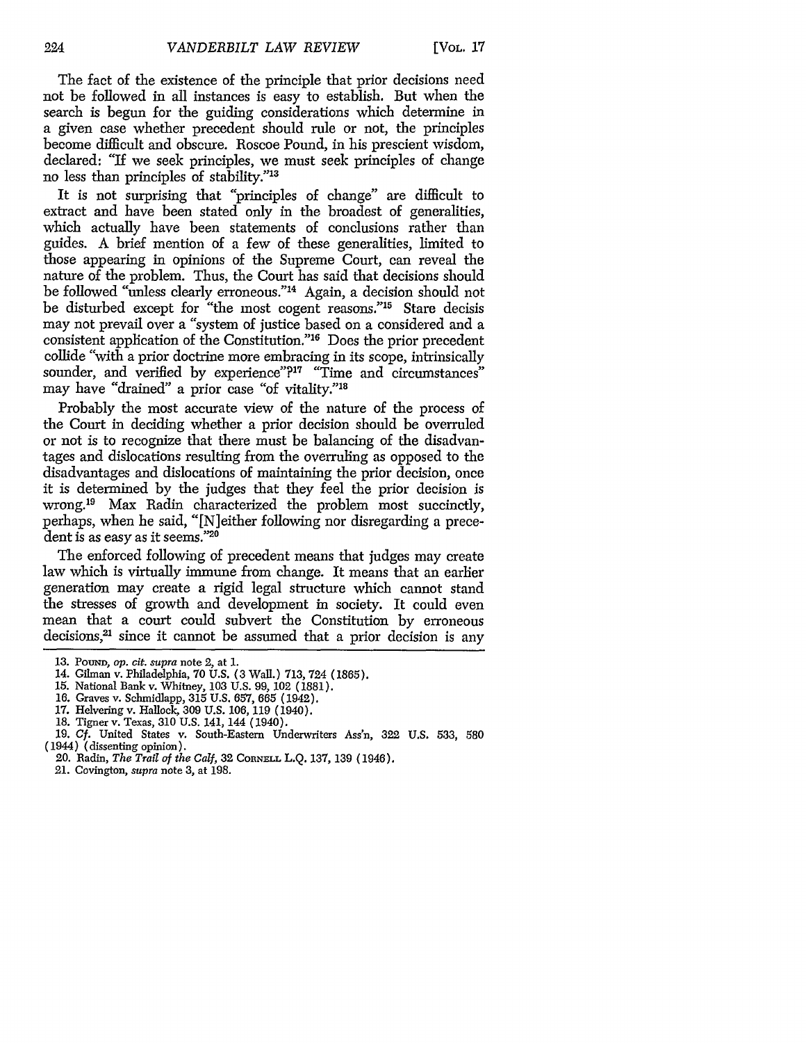The fact of the existence of the principle that prior decisions need not be followed in all instances is easy to establish. But when the search is begun for the guiding considerations which determine in a given case whether precedent should rule or not, the principles become difficult and obscure. Roscoe Pound, in his prescient wisdom, declared: "If we seek principles, we must seek principles of change no less than principles of stability."[13]

It is not surprising that "principles of change" are difficult to extract and have been stated only in the broadest of generalities, which actually have been statements of conclusions rather than guides. A brief mention of a few of these generalities, limited to those appearing in opinions of the Supreme Court, can reveal the nature of the problem. Thus, the Court has said that decisions should be followed "unless clearly erroneous."[14] Again, a decision should not be disturbed except for "the most cogent reasons."[15] Stare decisis may not prevail over a "system of justice based on a considered and a consistent application of the Constitution."[16] Does the prior precedent collide "with a prior doctrine more embracing in its scope, intrinsically sounder, and verified by experience"?[17] "Time and circumstances" may have "drained" a prior case "of vitality."[18]

Probably the most accurate view of the nature of the process of the Court in deciding whether a prior decision should be overruled or not is to recognize that there must be balancing of the disadvantages and dislocations resulting from the overruling as opposed to the disadvantages and dislocations of maintaining the prior decision, once it is determined by the judges that they feel the prior decision is wrong.[19] Max Radin characterized the problem most succinctly, perhaps, when he said, "[N]either following nor disregarding a precedent is as easy as it seems."[20]

The enforced following of precedent means that judges may create law which is virtually immune from change. It means that an earlier generation may create a rigid legal structure which cannot stand the stresses of growth and development in society. It could even mean that a court could subvert the Constitution by erroneous decisions,[21] since it cannot be assumed that a prior decision is any

---

13. Pound, *op. cit. supra* note 2, at 1.
14. Gilman v. Philadelphia, 70 U.S. (3 Wall.) 713, 724 (1865).
15. National Bank v. Whitney, 103 U.S. 99, 102 (1881).
16. Graves v. Schmidlapp, 315 U.S. 657, 665 (1942).
17. Helvering v. Hallock, 309 U.S. 106, 119 (1940).
18. Tigner v. Texas, 310 U.S. 141, 144 (1940).
19. *Cf.* United States v. South-Eastern Underwriters Ass'n, 322 U.S. 533, 580 (1944) (dissenting opinion).
20. Radin, *The Trail of the Calf*, 32 Cornell L.Q. 137, 139 (1946).
21. Covington, *supra* note 3, at 198.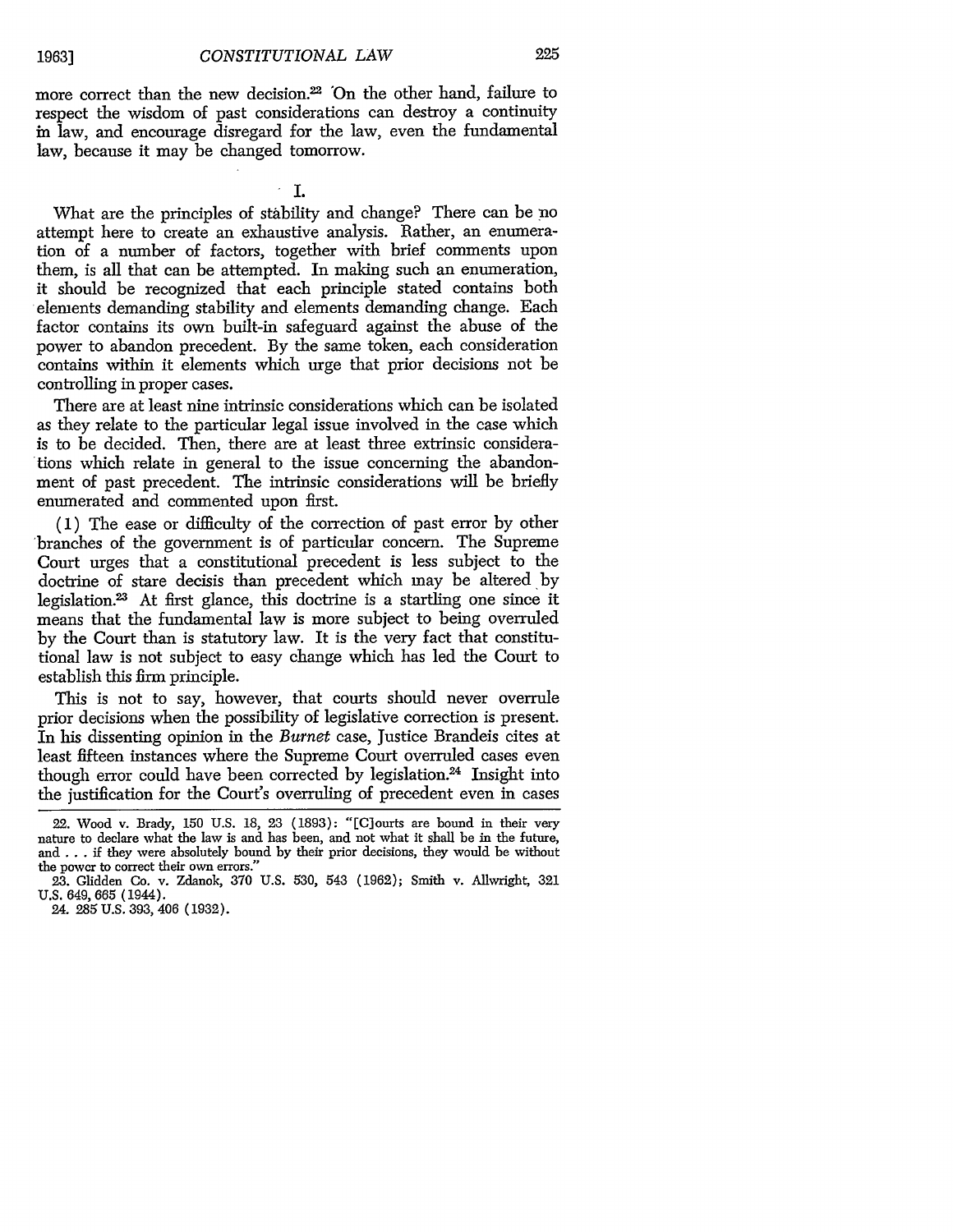more correct than the new decision.[22] On the other hand, failure to respect the wisdom of past considerations can destroy a continuity in law, and encourage disregard for the law, even the fundamental law, because it may be changed tomorrow.

## I.

What are the principles of stability and change? There can be no attempt here to create an exhaustive analysis. Rather, an enumeration of a number of factors, together with brief comments upon them, is all that can be attempted. In making such an enumeration, it should be recognized that each principle stated contains both elements demanding stability and elements demanding change. Each factor contains its own built-in safeguard against the abuse of the power to abandon precedent. By the same token, each consideration contains within it elements which urge that prior decisions not be controlling in proper cases.

There are at least nine intrinsic considerations which can be isolated as they relate to the particular legal issue involved in the case which is to be decided. Then, there are at least three extrinsic considerations which relate in general to the issue concerning the abandonment of past precedent. The intrinsic considerations will be briefly enumerated and commented upon first.

(1) The ease or difficulty of the correction of past error by other branches of the government is of particular concern. The Supreme Court urges that a constitutional precedent is less subject to the doctrine of stare decisis than precedent which may be altered by legislation.[23] At first glance, this doctrine is a startling one since it means that the fundamental law is more subject to being overruled by the Court than is statutory law. It is the very fact that constitutional law is not subject to easy change which has led the Court to establish this firm principle.

This is not to say, however, that courts should never overrule prior decisions when the possibility of legislative correction is present. In his dissenting opinion in the *Burnet* case, Justice Brandeis cites at least fifteen instances where the Supreme Court overruled cases even though error could have been corrected by legislation.[24] Insight into the justification for the Court's overruling of precedent even in cases

---

22. Wood v. Brady, 150 U.S. 18, 23 (1893): "[C]ourts are bound in their very nature to declare what the law is and has been, and not what it shall be in the future, and . . . if they were absolutely bound by their prior decisions, they would be without the power to correct their own errors."

23. Glidden Co. v. Zdanok, 370 U.S. 530, 543 (1962); Smith v. Allwright, 321 U.S. 649, 665 (1944).

24. 285 U.S. 393, 406 (1932).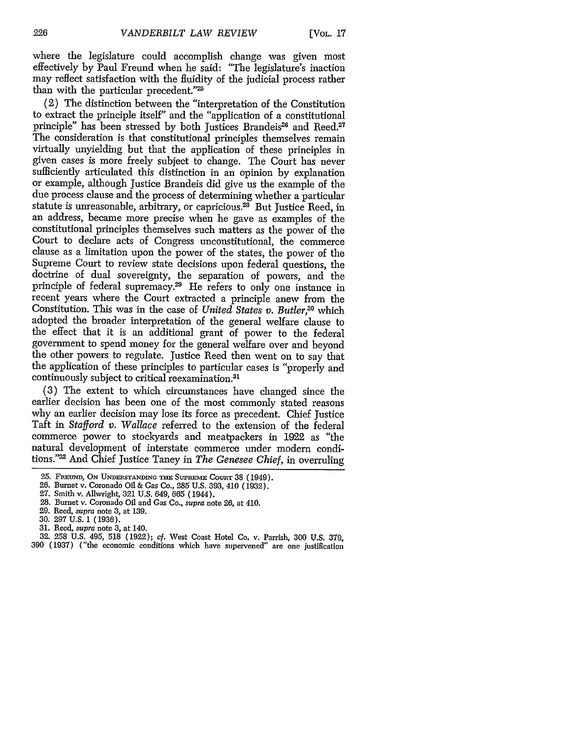where the legislature could accomplish change was given most effectively by Paul Freund when he said: "The legislature's inaction may reflect satisfaction with the fluidity of the judicial process rather than with the particular precedent."[25]

(2) The distinction between the "interpretation of the Constitution to extract the principle itself" and the "application of a constitutional principle" has been stressed by both Justices Brandeis[26] and Reed.[27] The consideration is that constitutional principles themselves remain virtually unyielding but that the application of these principles in given cases is more freely subject to change. The Court has never sufficiently articulated this distinction in an opinion by explanation or example, although Justice Brandeis did give us the example of the due process clause and the process of determining whether a particular statute is unreasonable, arbitrary, or capricious.[28] But Justice Reed, in an address, became more precise when he gave as examples of the constitutional principles themselves such matters as the power of the Court to declare acts of Congress unconstitutional, the commerce clause as a limitation upon the power of the states, the power of the Supreme Court to review state decisions upon federal questions, the doctrine of dual sovereignty, the separation of powers, and the principle of federal supremacy.[29] He refers to only one instance in recent years where the Court extracted a principle anew from the Constitution. This was in the case of *United States v. Butler*,[30] which adopted the broader interpretation of the general welfare clause to the effect that it is an additional grant of power to the federal government to spend money for the general welfare over and beyond the other powers to regulate. Justice Reed then went on to say that the application of these principles to particular cases is "properly and continuously subject to critical reexamination.[31]

(3) The extent to which circumstances have changed since the earlier decision has been one of the most commonly stated reasons why an earlier decision may lose its force as precedent. Chief Justice Taft in *Stafford v. Wallace* referred to the extension of the federal commerce power to stockyards and meatpackers in 1922 as "the natural development of interstate commerce under modern conditions."[32] And Chief Justice Taney in *The Genesee Chief*, in overruling

---

25. Freund, On Understanding the Supreme Court 38 (1949).

26. Burnet v. Coronado Oil & Gas Co., 285 U.S. 393, 410 (1932).

27. Smith v. Allwright, 321 U.S. 649, 665 (1944).

28. Burnet v. Coronado Oil and Gas Co., *supra* note 26, at 410.

29. Reed, *supra* note 3, at 139.

30. 297 U.S. 1 (1936).

31. Reed, *supra* note 3, at 140.

32. 258 U.S. 495, 518 (1922); *cf.* West Coast Hotel Co. v. Parrish, 300 U.S. 379, 390 (1937) ("the economic conditions which have supervened" are one justification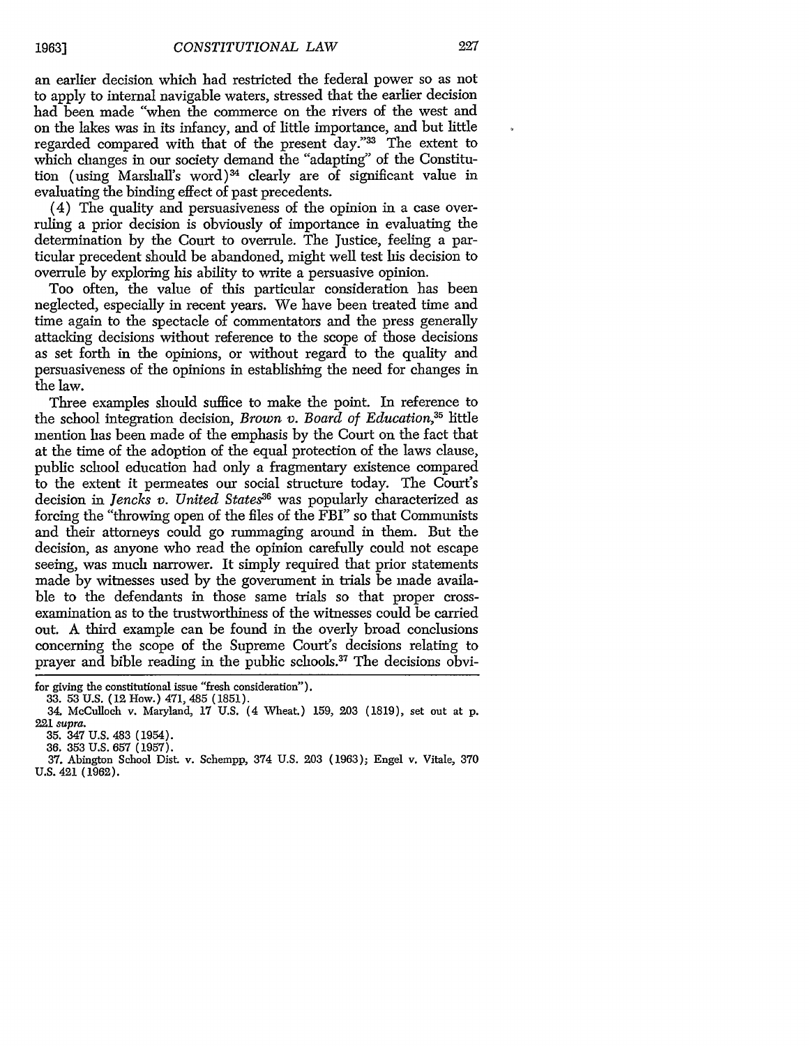an earlier decision which had restricted the federal power so as not to apply to internal navigable waters, stressed that the earlier decision had been made "when the commerce on the rivers of the west and on the lakes was in its infancy, and of little importance, and but little regarded compared with that of the present day."[33] The extent to which changes in our society demand the "adapting" of the Constitution (using Marshall's word)[34] clearly are of significant value in evaluating the binding effect of past precedents.

(4) The quality and persuasiveness of the opinion in a case overruling a prior decision is obviously of importance in evaluating the determination by the Court to overrule. The Justice, feeling a particular precedent should be abandoned, might well test his decision to overrule by exploring his ability to write a persuasive opinion.

Too often, the value of this particular consideration has been neglected, especially in recent years. We have been treated time and time again to the spectacle of commentators and the press generally attacking decisions without reference to the scope of those decisions as set forth in the opinions, or without regard to the quality and persuasiveness of the opinions in establishing the need for changes in the law.

Three examples should suffice to make the point. In reference to the school integration decision, *Brown v. Board of Education*,[35] little mention has been made of the emphasis by the Court on the fact that at the time of the adoption of the equal protection of the laws clause, public school education had only a fragmentary existence compared to the extent it permeates our social structure today. The Court's decision in *Jencks v. United States*[36] was popularly characterized as forcing the "throwing open of the files of the FBI" so that Communists and their attorneys could go rummaging around in them. But the decision, as anyone who read the opinion carefully could not escape seeing, was much narrower. It simply required that prior statements made by witnesses used by the government in trials be made available to the defendants in those same trials so that proper cross-examination as to the trustworthiness of the witnesses could be carried out. A third example can be found in the overly broad conclusions concerning the scope of the Supreme Court's decisions relating to prayer and bible reading in the public schools.[37] The decisions obvi-

---

for giving the constitutional issue "fresh consideration").

33. 53 U.S. (12 How.) 471, 485 (1851).

34. McCulloch v. Maryland, 17 U.S. (4 Wheat.) 159, 203 (1819), set out at p. 221 *supra*.

35. 347 U.S. 483 (1954).

36. 353 U.S. 657 (1957).

37. Abington School Dist. v. Schempp, 374 U.S. 203 (1963); Engel v. Vitale, 370 U.S. 421 (1962).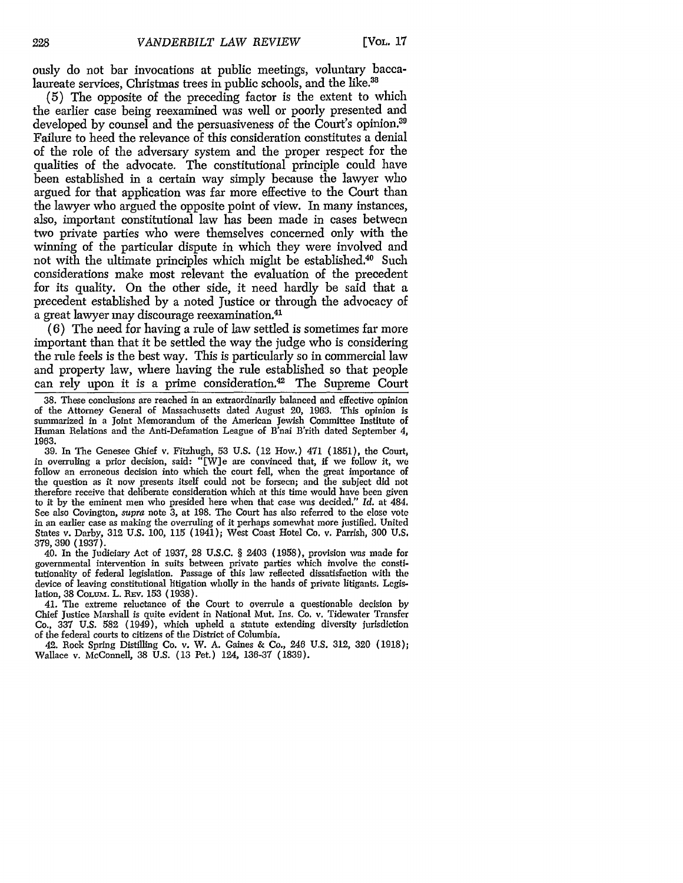ously do not bar invocations at public meetings, voluntary baccalaureate services, Christmas trees in public schools, and the like.[38]

(5) The opposite of the preceding factor is the extent to which the earlier case being reexamined was well or poorly presented and developed by counsel and the persuasiveness of the Court's opinion.[39] Failure to heed the relevance of this consideration constitutes a denial of the role of the adversary system and the proper respect for the qualities of the advocate. The constitutional principle could have been established in a certain way simply because the lawyer who argued for that application was far more effective to the Court than the lawyer who argued the opposite point of view. In many instances, also, important constitutional law has been made in cases between two private parties who were themselves concerned only with the winning of the particular dispute in which they were involved and not with the ultimate principles which might be established.[40] Such considerations make most relevant the evaluation of the precedent for its quality. On the other side, it need hardly be said that a precedent established by a noted Justice or through the advocacy of a great lawyer may discourage reexamination.[41]

(6) The need for having a rule of law settled is sometimes far more important than that it be settled the way the judge who is considering the rule feels is the best way. This is particularly so in commercial law and property law, where having the rule established so that people can rely upon it is a prime consideration.[42] The Supreme Court

38. These conclusions are reached in an extraordinarily balanced and effective opinion of the Attorney General of Massachusetts dated August 20, 1963. This opinion is summarized in a Joint Memorandum of the American Jewish Committee Institute of Human Relations and the Anti-Defamation League of B'nai B'rith dated September 4, 1963.

39. In The Genesee Chief v. Fitzhugh, 53 U.S. (12 How.) 471 (1851), the Court, in overruling a prior decision, said: "[W]e are convinced that, if we follow it, we follow an erroneous decision into which the court fell, when the great importance of the question as it now presents itself could not be forseen; and the subject did not therefore receive that deliberate consideration which at this time would have been given to it by the eminent men who presided here when that case was decided." *Id.* at 484. See also Covington, *supra* note 3, at 198. The Court has also referred to the close vote in an earlier case as making the overruling of it perhaps somewhat more justified. United States v. Darby, 312 U.S. 100, 115 (1941); West Coast Hotel Co. v. Parrish, 300 U.S. 379, 390 (1937).

40. In the Judiciary Act of 1937, 28 U.S.C. § 2403 (1958), provision was made for governmental intervention in suits between private parties which involve the constitutionality of federal legislation. Passage of this law reflected dissatisfaction with the device of leaving constitutional litigation wholly in the hands of private litigants. Legislation, 38 Colum. L. Rev. 153 (1938).

41. The extreme reluctance of the Court to overrule a questionable decision by Chief Justice Marshall is quite evident in National Mut. Ins. Co. v. Tidewater Transfer Co., 337 U.S. 582 (1949), which upheld a statute extending diversity jurisdiction of the federal courts to citizens of the District of Columbia.

42. Rock Spring Distilling Co. v. W. A. Gaines & Co., 246 U.S. 312, 320 (1918); Wallace v. McConnell, 38 U.S. (13 Pet.) 124, 136-37 (1839).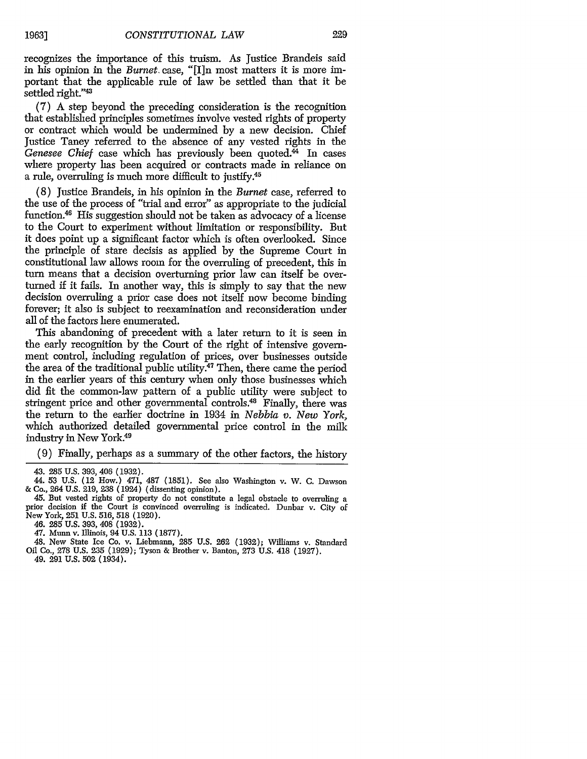recognizes the importance of this truism. As Justice Brandeis said in his opinion in the *Burnet* case, "[I]n most matters it is more important that the applicable rule of law be settled than that it be settled right."[43]

(7) A step beyond the preceding consideration is the recognition that established principles sometimes involve vested rights of property or contract which would be undermined by a new decision. Chief Justice Taney referred to the absence of any vested rights in the *Genesee Chief* case which has previously been quoted.[44] In cases where property has been acquired or contracts made in reliance on a rule, overruling is much more difficult to justify.[45]

(8) Justice Brandeis, in his opinion in the *Burnet* case, referred to the use of the process of "trial and error" as appropriate to the judicial function.[46] His suggestion should not be taken as advocacy of a license to the Court to experiment without limitation or responsibility. But it does point up a significant factor which is often overlooked. Since the principle of stare decisis as applied by the Supreme Court in constitutional law allows room for the overruling of precedent, this in turn means that a decision overturning prior law can itself be overturned if it fails. In another way, this is simply to say that the new decision overruling a prior case does not itself now become binding forever; it also is subject to reexamination and reconsideration under all of the factors here enumerated.

This abandoning of precedent with a later return to it is seen in the early recognition by the Court of the right of intensive government control, including regulation of prices, over businesses outside the area of the traditional public utility.[47] Then, there came the period in the earlier years of this century when only those businesses which did fit the common-law pattern of a public utility were subject to stringent price and other governmental controls.[48] Finally, there was the return to the earlier doctrine in 1934 in *Nebbia v. New York*, which authorized detailed governmental price control in the milk industry in New York.[49]

(9) Finally, perhaps as a summary of the other factors, the history

---

43. 285 U.S. 393, 406 (1932).

44. 53 U.S. (12 How.) 471, 487 (1851). See also Washington v. W. C. Dawson & Co., 264 U.S. 219, 238 (1924) (dissenting opinion).

45. But vested rights of property do not constitute a legal obstacle to overruling a prior decision if the Court is convinced overruling is indicated. Dunbar v. City of New York, 251 U.S. 516, 518 (1920).

46. 285 U.S. 393, 408 (1932).

47. Munn v. Illinois, 94 U.S. 113 (1877).

48. New State Ice Co. v. Liebmann, 285 U.S. 262 (1932); Williams v. Standard Oil Co., 278 U.S. 235 (1929); Tyson & Brother v. Banton, 273 U.S. 418 (1927).

49. 291 U.S. 502 (1934).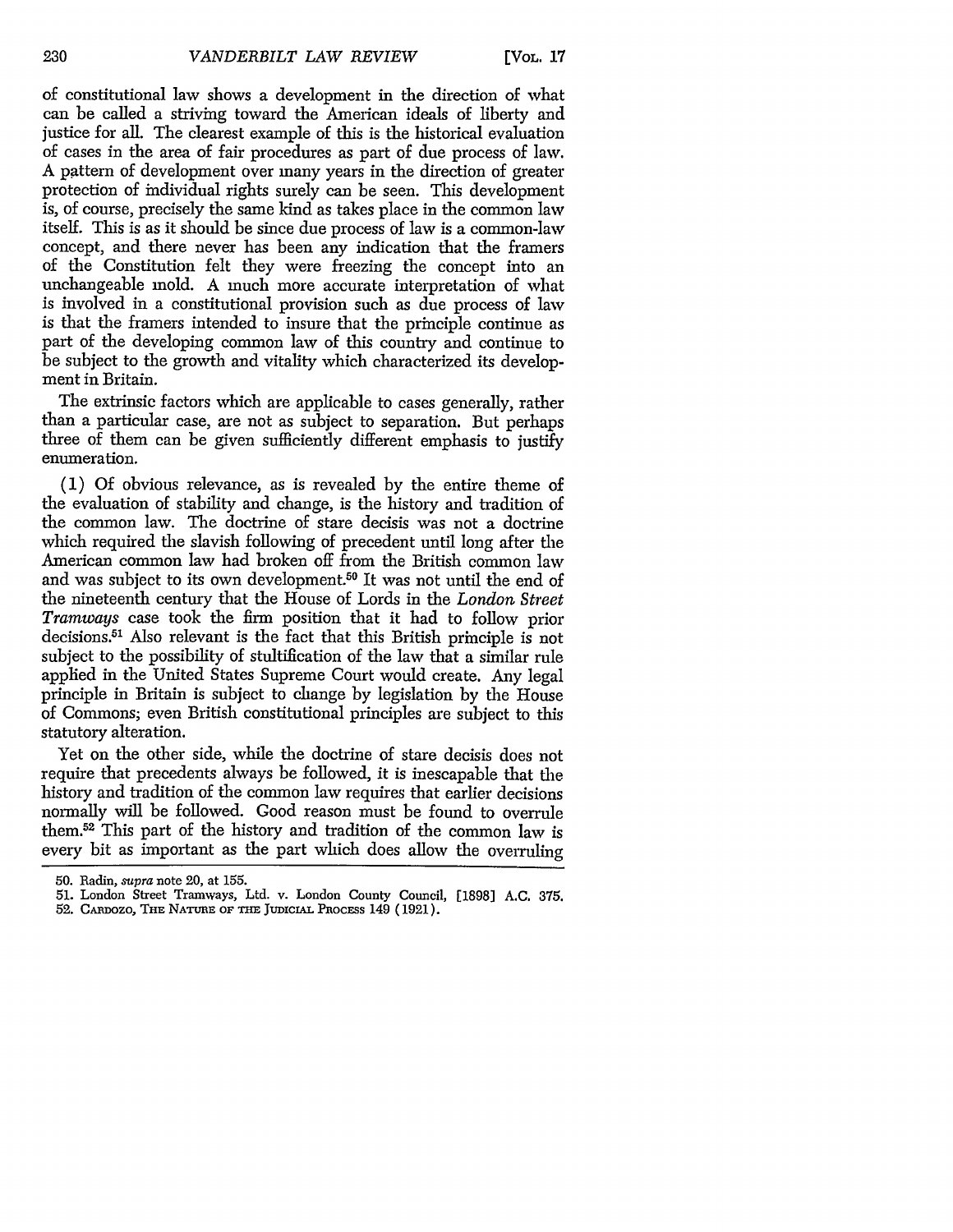of constitutional law shows a development in the direction of what can be called a striving toward the American ideals of liberty and justice for all. The clearest example of this is the historical evaluation of cases in the area of fair procedures as part of due process of law. A pattern of development over many years in the direction of greater protection of individual rights surely can be seen. This development is, of course, precisely the same kind as takes place in the common law itself. This is as it should be since due process of law is a common-law concept, and there never has been any indication that the framers of the Constitution felt they were freezing the concept into an unchangeable mold. A much more accurate interpretation of what is involved in a constitutional provision such as due process of law is that the framers intended to insure that the principle continue as part of the developing common law of this country and continue to be subject to the growth and vitality which characterized its development in Britain.

The extrinsic factors which are applicable to cases generally, rather than a particular case, are not as subject to separation. But perhaps three of them can be given sufficiently different emphasis to justify enumeration.

(1) Of obvious relevance, as is revealed by the entire theme of the evaluation of stability and change, is the history and tradition of the common law. The doctrine of stare decisis was not a doctrine which required the slavish following of precedent until long after the American common law had broken off from the British common law and was subject to its own development.[50] It was not until the end of the nineteenth century that the House of Lords in the *London Street Tramways* case took the firm position that it had to follow prior decisions.[51] Also relevant is the fact that this British principle is not subject to the possibility of stultification of the law that a similar rule applied in the United States Supreme Court would create. Any legal principle in Britain is subject to change by legislation by the House of Commons; even British constitutional principles are subject to this statutory alteration.

Yet on the other side, while the doctrine of stare decisis does not require that precedents always be followed, it is inescapable that the history and tradition of the common law requires that earlier decisions normally will be followed. Good reason must be found to overrule them.[52] This part of the history and tradition of the common law is every bit as important as the part which does allow the overruling

---

50. Radin, *supra* note 20, at 155.

51. London Street Tramways, Ltd. v. London County Council, [1898] A.C. 375.

52. CARDOZO, THE NATURE OF THE JUDICIAL PROCESS 149 (1921).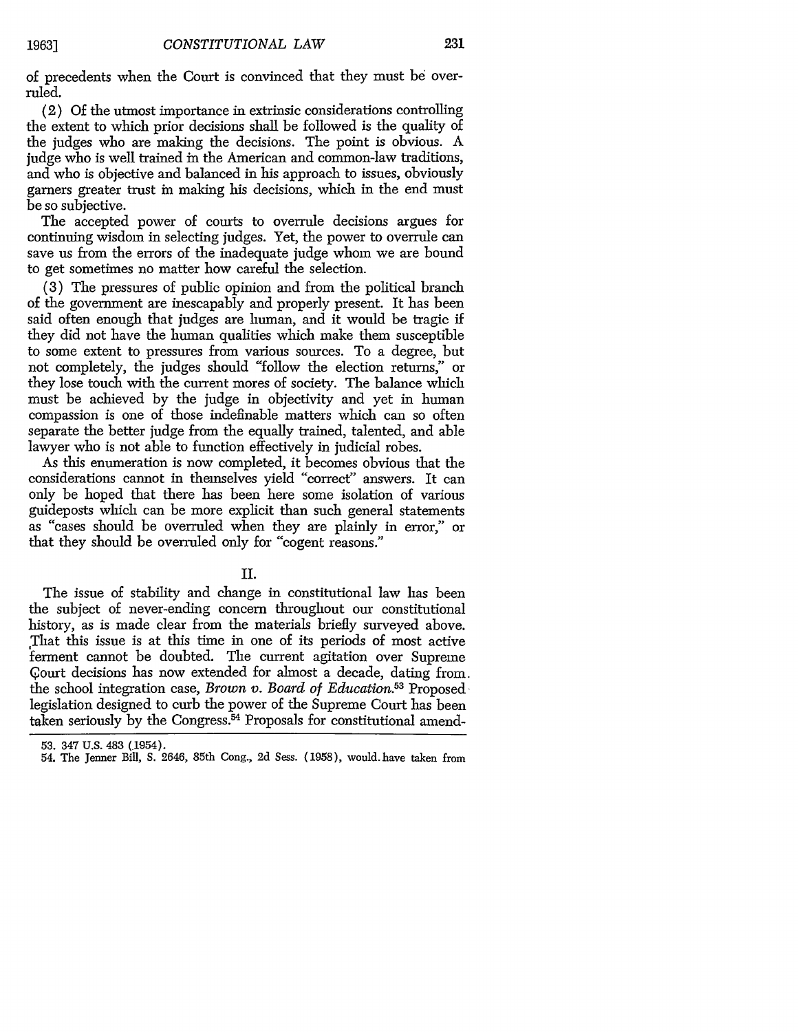of precedents when the Court is convinced that they must be overruled.

(2) Of the utmost importance in extrinsic considerations controlling the extent to which prior decisions shall be followed is the quality of the judges who are making the decisions. The point is obvious. A judge who is well trained in the American and common-law traditions, and who is objective and balanced in his approach to issues, obviously garners greater trust in making his decisions, which in the end must be so subjective.

The accepted power of courts to overrule decisions argues for continuing wisdom in selecting judges. Yet, the power to overrule can save us from the errors of the inadequate judge whom we are bound to get sometimes no matter how careful the selection.

(3) The pressures of public opinion and from the political branch of the government are inescapably and properly present. It has been said often enough that judges are human, and it would be tragic if they did not have the human qualities which make them susceptible to some extent to pressures from various sources. To a degree, but not completely, the judges should "follow the election returns," or they lose touch with the current mores of society. The balance which must be achieved by the judge in objectivity and yet in human compassion is one of those indefinable matters which can so often separate the better judge from the equally trained, talented, and able lawyer who is not able to function effectively in judicial robes.

As this enumeration is now completed, it becomes obvious that the considerations cannot in themselves yield "correct" answers. It can only be hoped that there has been here some isolation of various guideposts which can be more explicit than such general statements as "cases should be overruled when they are plainly in error," or that they should be overruled only for "cogent reasons."

## II.

The issue of stability and change in constitutional law has been the subject of never-ending concern throughout our constitutional history, as is made clear from the materials briefly surveyed above. That this issue is at this time in one of its periods of most active ferment cannot be doubted. The current agitation over Supreme Court decisions has now extended for almost a decade, dating from the school integration case, *Brown v. Board of Education*.[53] Proposed legislation designed to curb the power of the Supreme Court has been taken seriously by the Congress.[54] Proposals for constitutional amend-

---

53. 347 U.S. 483 (1954).

54. The Jenner Bill, S. 2646, 85th Cong., 2d Sess. (1958), would have taken from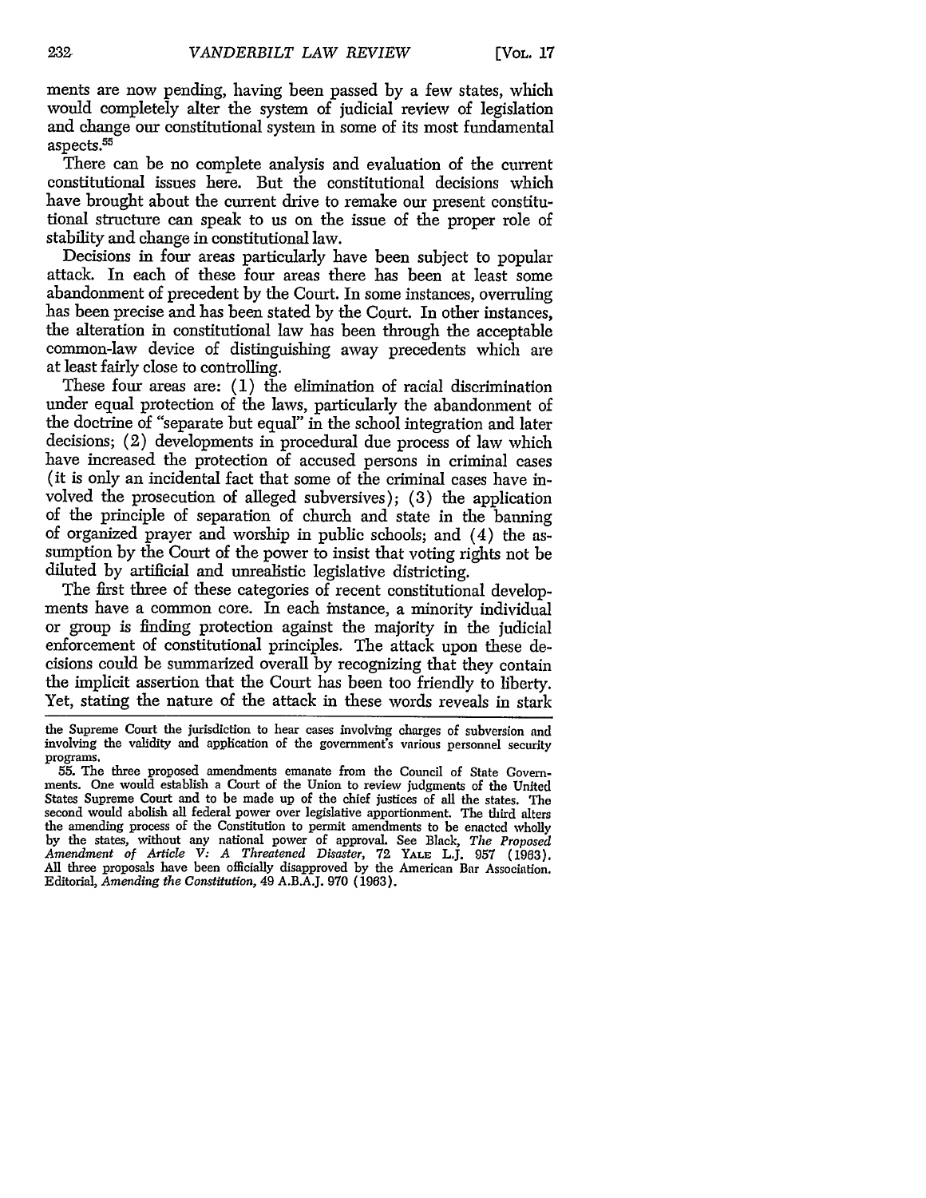ments are now pending, having been passed by a few states, which would completely alter the system of judicial review of legislation and change our constitutional system in some of its most fundamental aspects.[55]

There can be no complete analysis and evaluation of the current constitutional issues here. But the constitutional decisions which have brought about the current drive to remake our present constitutional structure can speak to us on the issue of the proper role of stability and change in constitutional law.

Decisions in four areas particularly have been subject to popular attack. In each of these four areas there has been at least some abandonment of precedent by the Court. In some instances, overruling has been precise and has been stated by the Court. In other instances, the alteration in constitutional law has been through the acceptable common-law device of distinguishing away precedents which are at least fairly close to controlling.

These four areas are: (1) the elimination of racial discrimination under equal protection of the laws, particularly the abandonment of the doctrine of "separate but equal" in the school integration and later decisions; (2) developments in procedural due process of law which have increased the protection of accused persons in criminal cases (it is only an incidental fact that some of the criminal cases have involved the prosecution of alleged subversives); (3) the application of the principle of separation of church and state in the banning of organized prayer and worship in public schools; and (4) the assumption by the Court of the power to insist that voting rights not be diluted by artificial and unrealistic legislative districting.

The first three of these categories of recent constitutional developments have a common core. In each instance, a minority individual or group is finding protection against the majority in the judicial enforcement of constitutional principles. The attack upon these decisions could be summarized overall by recognizing that they contain the implicit assertion that the Court has been too friendly to liberty. Yet, stating the nature of the attack in these words reveals in stark

---

the Supreme Court the jurisdiction to hear cases involving charges of subversion and involving the validity and application of the government's various personnel security programs.

55. The three proposed amendments emanate from the Council of State Governments. One would establish a Court of the Union to review judgments of the United States Supreme Court and to be made up of the chief justices of all the states. The second would abolish all federal power over legislative apportionment. The third alters the amending process of the Constitution to permit amendments to be enacted wholly by the states, without any national power of approval. See Black, *The Proposed Amendment of Article V: A Threatened Disaster*, 72 YALE L.J. 957 (1963). All three proposals have been officially disapproved by the American Bar Association. Editorial, *Amending the Constitution*, 49 A.B.A.J. 970 (1963).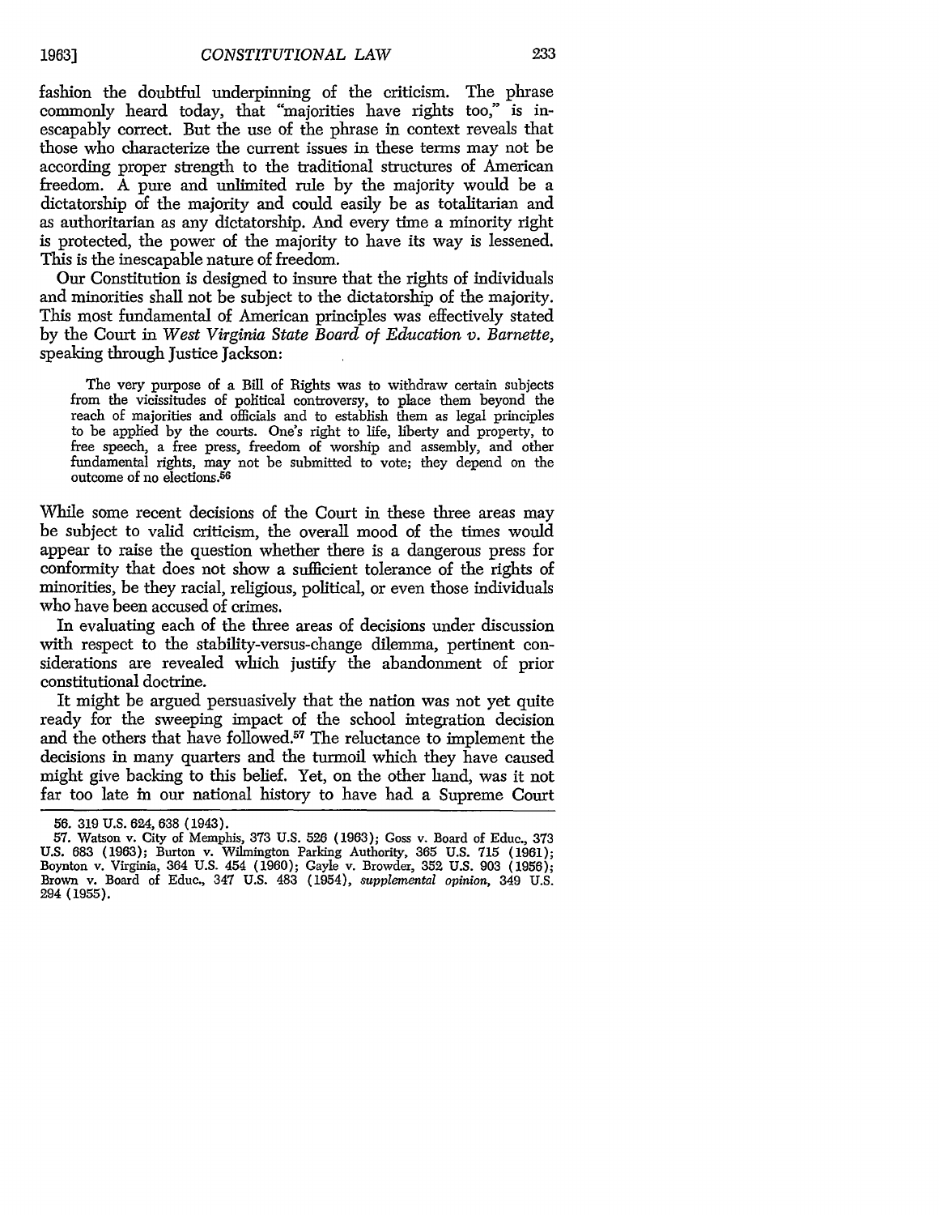fashion the doubtful underpinning of the criticism. The phrase commonly heard today, that "majorities have rights too," is inescapably correct. But the use of the phrase in context reveals that those who characterize the current issues in these terms may not be according proper strength to the traditional structures of American freedom. A pure and unlimited rule by the majority would be a dictatorship of the majority and could easily be as totalitarian and as authoritarian as any dictatorship. And every time a minority right is protected, the power of the majority to have its way is lessened. This is the inescapable nature of freedom.

Our Constitution is designed to insure that the rights of individuals and minorities shall not be subject to the dictatorship of the majority. This most fundamental of American principles was effectively stated by the Court in *West Virginia State Board of Education v. Barnette*, speaking through Justice Jackson:

> The very purpose of a Bill of Rights was to withdraw certain subjects from the vicissitudes of political controversy, to place them beyond the reach of majorities and officials and to establish them as legal principles to be applied by the courts. One's right to life, liberty and property, to free speech, a free press, freedom of worship and assembly, and other fundamental rights, may not be submitted to vote; they depend on the outcome of no elections.[56]

While some recent decisions of the Court in these three areas may be subject to valid criticism, the overall mood of the times would appear to raise the question whether there is a dangerous press for conformity that does not show a sufficient tolerance of the rights of minorities, be they racial, religious, political, or even those individuals who have been accused of crimes.

In evaluating each of the three areas of decisions under discussion with respect to the stability-versus-change dilemma, pertinent considerations are revealed which justify the abandonment of prior constitutional doctrine.

It might be argued persuasively that the nation was not yet quite ready for the sweeping impact of the school integration decision and the others that have followed.[57] The reluctance to implement the decisions in many quarters and the turmoil which they have caused might give backing to this belief. Yet, on the other hand, was it not far too late in our national history to have had a Supreme Court

---

56. 319 U.S. 624, 638 (1943).

57. Watson v. City of Memphis, 373 U.S. 526 (1963); Goss v. Board of Educ., 373 U.S. 683 (1963); Burton v. Wilmington Parking Authority, 365 U.S. 715 (1961); Boynton v. Virginia, 364 U.S. 454 (1960); Gayle v. Browder, 352 U.S. 903 (1956); Brown v. Board of Educ., 347 U.S. 483 (1954), *supplemental opinion*, 349 U.S. 294 (1955).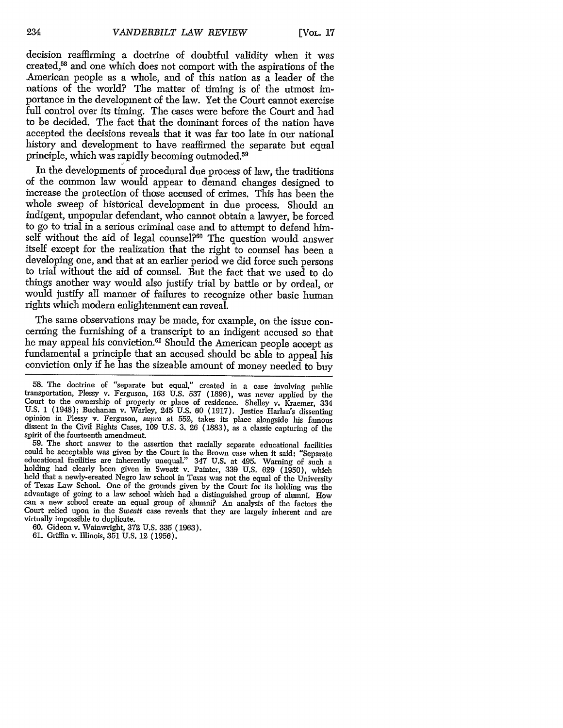decision reaffirming a doctrine of doubtful validity when it was created,[58] and one which does not comport with the aspirations of the American people as a whole, and of this nation as a leader of the nations of the world? The matter of timing is of the utmost importance in the development of the law. Yet the Court cannot exercise full control over its timing. The cases were before the Court and had to be decided. The fact that the dominant forces of the nation have accepted the decisions reveals that it was far too late in our national history and development to have reaffirmed the separate but equal principle, which was rapidly becoming outmoded.[59]

In the developments of procedural due process of law, the traditions of the common law would appear to demand changes designed to increase the protection of those accused of crimes. This has been the whole sweep of historical development in due process. Should an indigent, unpopular defendant, who cannot obtain a lawyer, be forced to go to trial in a serious criminal case and to attempt to defend himself without the aid of legal counsel?[60] The question would answer itself except for the realization that the right to counsel has been a developing one, and that at an earlier period we did force such persons to trial without the aid of counsel. But the fact that we used to do things another way would also justify trial by battle or by ordeal, or would justify all manner of failures to recognize other basic human rights which modern enlightenment can reveal.

The same observations may be made, for example, on the issue concerning the furnishing of a transcript to an indigent accused so that he may appeal his conviction.[61] Should the American people accept as fundamental a principle that an accused should be able to appeal his conviction only if he has the sizeable amount of money needed to buy

---

58. The doctrine of "separate but equal," created in a case involving public transportation, Plessy v. Ferguson, 163 U.S. 537 (1896), was never applied by the Court to the ownership of property or place of residence. Shelley v. Kraemer, 334 U.S. 1 (1948); Buchanan v. Warley, 245 U.S. 60 (1917). Justice Harlan's dissenting opinion in Plessy v. Ferguson, *supra* at 552, takes its place alongside his famous dissent in the Civil Rights Cases, 109 U.S. 3, 26 (1883), as a classic capturing of the spirit of the fourteenth amendment.

59. The short answer to the assertion that racially separate educational facilities could be acceptable was given by the Court in the Brown case when it said: "Separate educational facilities are inherently unequal." 347 U.S. at 495. Warning of such a holding had clearly been given in Sweatt v. Painter, 339 U.S. 629 (1950), which held that a newly-created Negro law school in Texas was not the equal of the University of Texas Law School. One of the grounds given by the Court for its holding was the advantage of going to a law school which had a distinguished group of alumni. How can a new school create an equal group of alumni? An analysis of the factors the Court relied upon in the *Sweatt* case reveals that they are largely inherent and are virtually impossible to duplicate.

60. Gideon v. Wainwright, 372 U.S. 335 (1963).

61. Griffin v. Illinois, 351 U.S. 12 (1956).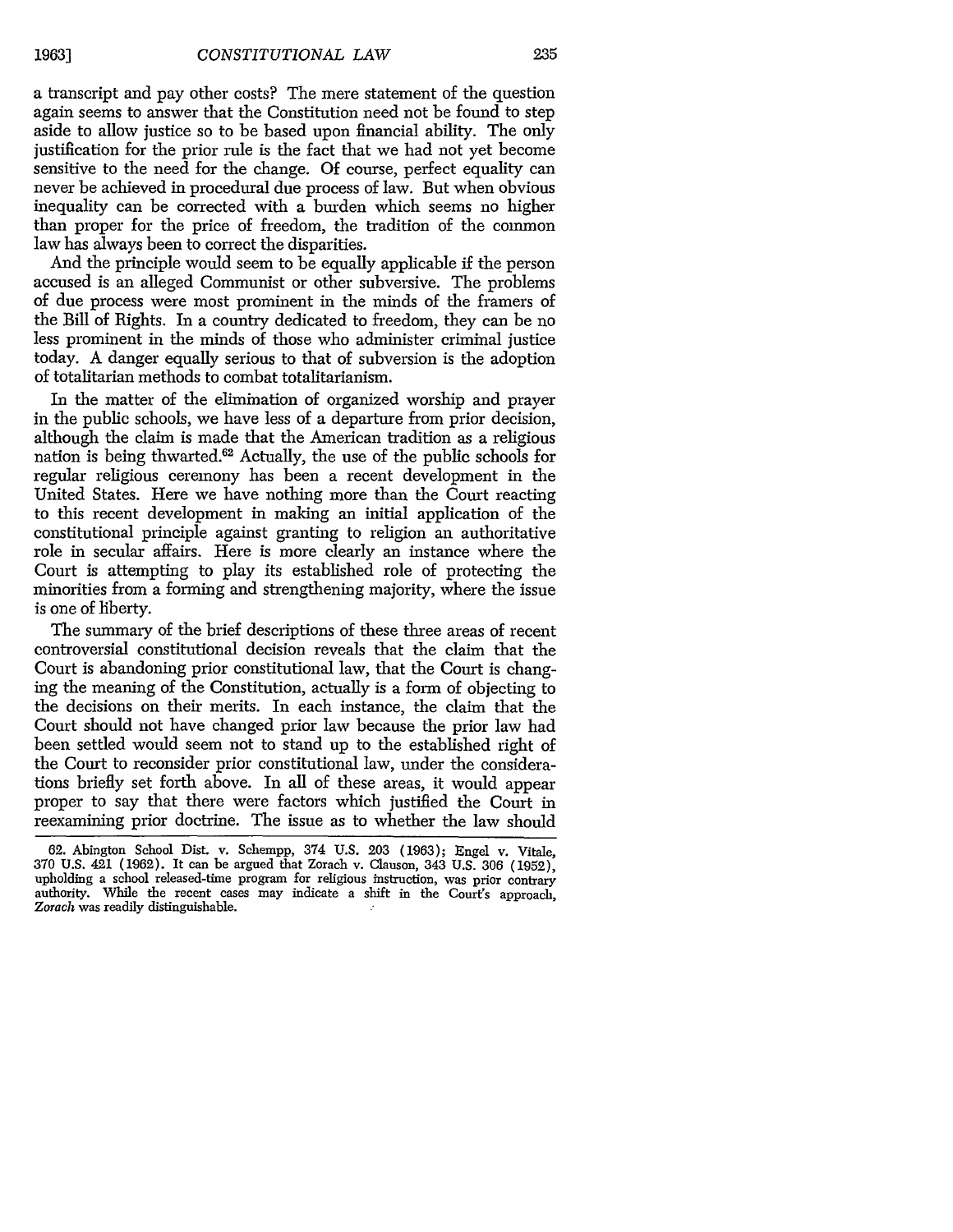a transcript and pay other costs? The mere statement of the question again seems to answer that the Constitution need not be found to step aside to allow justice so to be based upon financial ability. The only justification for the prior rule is the fact that we had not yet become sensitive to the need for the change. Of course, perfect equality can never be achieved in procedural due process of law. But when obvious inequality can be corrected with a burden which seems no higher than proper for the price of freedom, the tradition of the common law has always been to correct the disparities.

And the principle would seem to be equally applicable if the person accused is an alleged Communist or other subversive. The problems of due process were most prominent in the minds of the framers of the Bill of Rights. In a country dedicated to freedom, they can be no less prominent in the minds of those who administer criminal justice today. A danger equally serious to that of subversion is the adoption of totalitarian methods to combat totalitarianism.

In the matter of the elimination of organized worship and prayer in the public schools, we have less of a departure from prior decision, although the claim is made that the American tradition as a religious nation is being thwarted.[62] Actually, the use of the public schools for regular religious ceremony has been a recent development in the United States. Here we have nothing more than the Court reacting to this recent development in making an initial application of the constitutional principle against granting to religion an authoritative role in secular affairs. Here is more clearly an instance where the Court is attempting to play its established role of protecting the minorities from a forming and strengthening majority, where the issue is one of liberty.

The summary of the brief descriptions of these three areas of recent controversial constitutional decision reveals that the claim that the Court is abandoning prior constitutional law, that the Court is changing the meaning of the Constitution, actually is a form of objecting to the decisions on their merits. In each instance, the claim that the Court should not have changed prior law because the prior law had been settled would seem not to stand up to the established right of the Court to reconsider prior constitutional law, under the considerations briefly set forth above. In all of these areas, it would appear proper to say that there were factors which justified the Court in reexamining prior doctrine. The issue as to whether the law should

---

62. Abington School Dist. v. Schempp, 374 U.S. 203 (1963); Engel v. Vitale, 370 U.S. 421 (1962). It can be argued that Zorach v. Clauson, 343 U.S. 306 (1952), upholding a school released-time program for religious instruction, was prior contrary authority. While the recent cases may indicate a shift in the Court's approach, *Zorach* was readily distinguishable.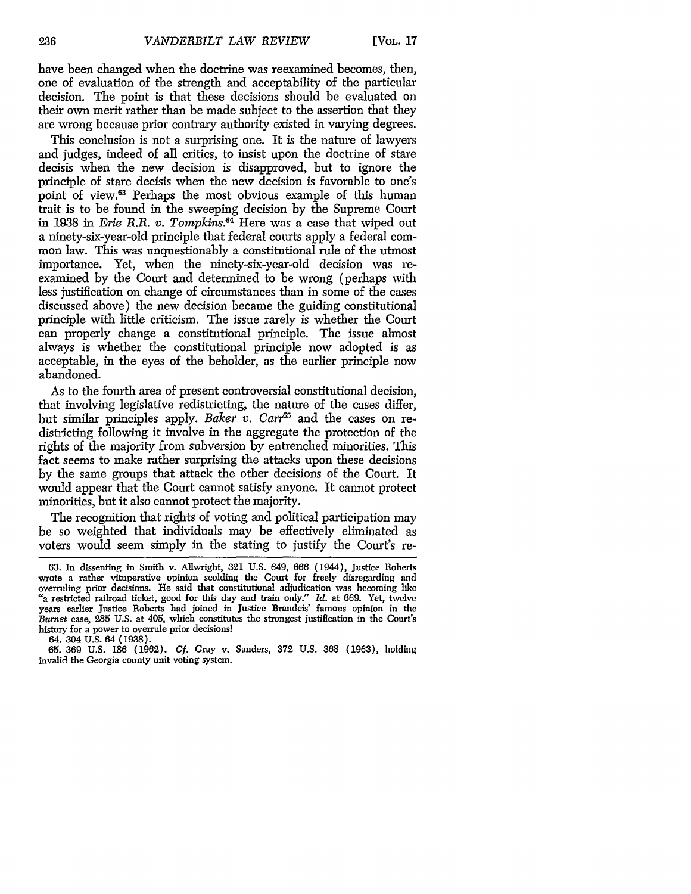have been changed when the doctrine was reexamined becomes, then, one of evaluation of the strength and acceptability of the particular decision. The point is that these decisions should be evaluated on their own merit rather than be made subject to the assertion that they are wrong because prior contrary authority existed in varying degrees.

This conclusion is not a surprising one. It is the nature of lawyers and judges, indeed of all critics, to insist upon the doctrine of stare decisis when the new decision is disapproved, but to ignore the principle of stare decisis when the new decision is favorable to one's point of view.[63] Perhaps the most obvious example of this human trait is to be found in the sweeping decision by the Supreme Court in 1938 in *Erie R.R. v. Tompkins*.[64] Here was a case that wiped out a ninety-six-year-old principle that federal courts apply a federal common law. This was unquestionably a constitutional rule of the utmost importance. Yet, when the ninety-six-year-old decision was reexamined by the Court and determined to be wrong (perhaps with less justification on change of circumstances than in some of the cases discussed above) the new decision became the guiding constitutional principle with little criticism. The issue rarely is whether the Court can properly change a constitutional principle. The issue almost always is whether the constitutional principle now adopted is as acceptable, in the eyes of the beholder, as the earlier principle now abandoned.

As to the fourth area of present controversial constitutional decision, that involving legislative redistricting, the nature of the cases differ, but similar principles apply. *Baker v. Carr*[65] and the cases on redistricting following it involve in the aggregate the protection of the rights of the majority from subversion by entrenched minorities. This fact seems to make rather surprising the attacks upon these decisions by the same groups that attack the other decisions of the Court. It would appear that the Court cannot satisfy anyone. It cannot protect minorities, but it also cannot protect the majority.

The recognition that rights of voting and political participation may be so weighted that individuals may be effectively eliminated as voters would seem simply in the stating to justify the Court's re-

---

63. In dissenting in Smith v. Allwright, 321 U.S. 649, 666 (1944), Justice Roberts wrote a rather vituperative opinion scolding the Court for freely disregarding and overruling prior decisions. He said that constitutional adjudication was becoming like "a restricted railroad ticket, good for this day and train only." *Id.* at 669. Yet, twelve years earlier Justice Roberts had joined in Justice Brandeis' famous opinion in the *Burnet* case, 285 U.S. at 405, which constitutes the strongest justification in the Court's history for a power to overrule prior decisions!

64. 304 U.S. 64 (1938).

65. 369 U.S. 186 (1962). *Cf.* Gray v. Sanders, 372 U.S. 368 (1963), holding invalid the Georgia county unit voting system.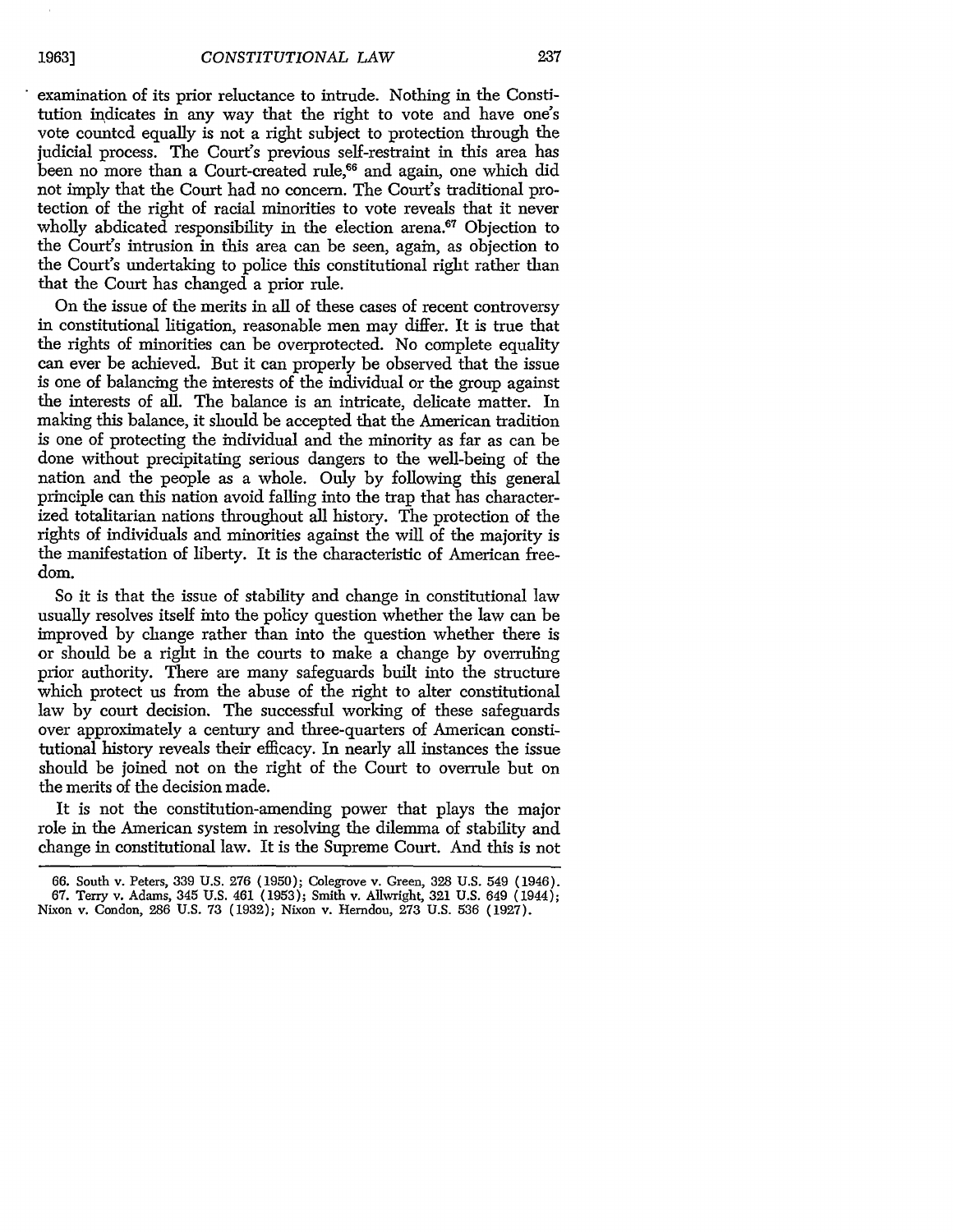examination of its prior reluctance to intrude. Nothing in the Constitution indicates in any way that the right to vote and have one's vote counted equally is not a right subject to protection through the judicial process. The Court's previous self-restraint in this area has been no more than a Court-created rule,[66] and again, one which did not imply that the Court had no concern. The Court's traditional protection of the right of racial minorities to vote reveals that it never wholly abdicated responsibility in the election arena.[67] Objection to the Court's intrusion in this area can be seen, again, as objection to the Court's undertaking to police this constitutional right rather than that the Court has changed a prior rule.

On the issue of the merits in all of these cases of recent controversy in constitutional litigation, reasonable men may differ. It is true that the rights of minorities can be overprotected. No complete equality can ever be achieved. But it can properly be observed that the issue is one of balancing the interests of the individual or the group against the interests of all. The balance is an intricate, delicate matter. In making this balance, it should be accepted that the American tradition is one of protecting the individual and the minority as far as can be done without precipitating serious dangers to the well-being of the nation and the people as a whole. Only by following this general principle can this nation avoid falling into the trap that has characterized totalitarian nations throughout all history. The protection of the rights of individuals and minorities against the will of the majority is the manifestation of liberty. It is the characteristic of American freedom.

So it is that the issue of stability and change in constitutional law usually resolves itself into the policy question whether the law can be improved by change rather than into the question whether there is or should be a right in the courts to make a change by overruling prior authority. There are many safeguards built into the structure which protect us from the abuse of the right to alter constitutional law by court decision. The successful working of these safeguards over approximately a century and three-quarters of American constitutional history reveals their efficacy. In nearly all instances the issue should be joined not on the right of the Court to overrule but on the merits of the decision made.

It is not the constitution-amending power that plays the major role in the American system in resolving the dilemma of stability and change in constitutional law. It is the Supreme Court. And this is not

---

66. South v. Peters, 339 U.S. 276 (1950); Colegrove v. Green, 328 U.S. 549 (1946).

67. Terry v. Adams, 345 U.S. 461 (1953); Smith v. Allwright, 321 U.S. 649 (1944); Nixon v. Condon, 286 U.S. 73 (1932); Nixon v. Herndon, 273 U.S. 536 (1927).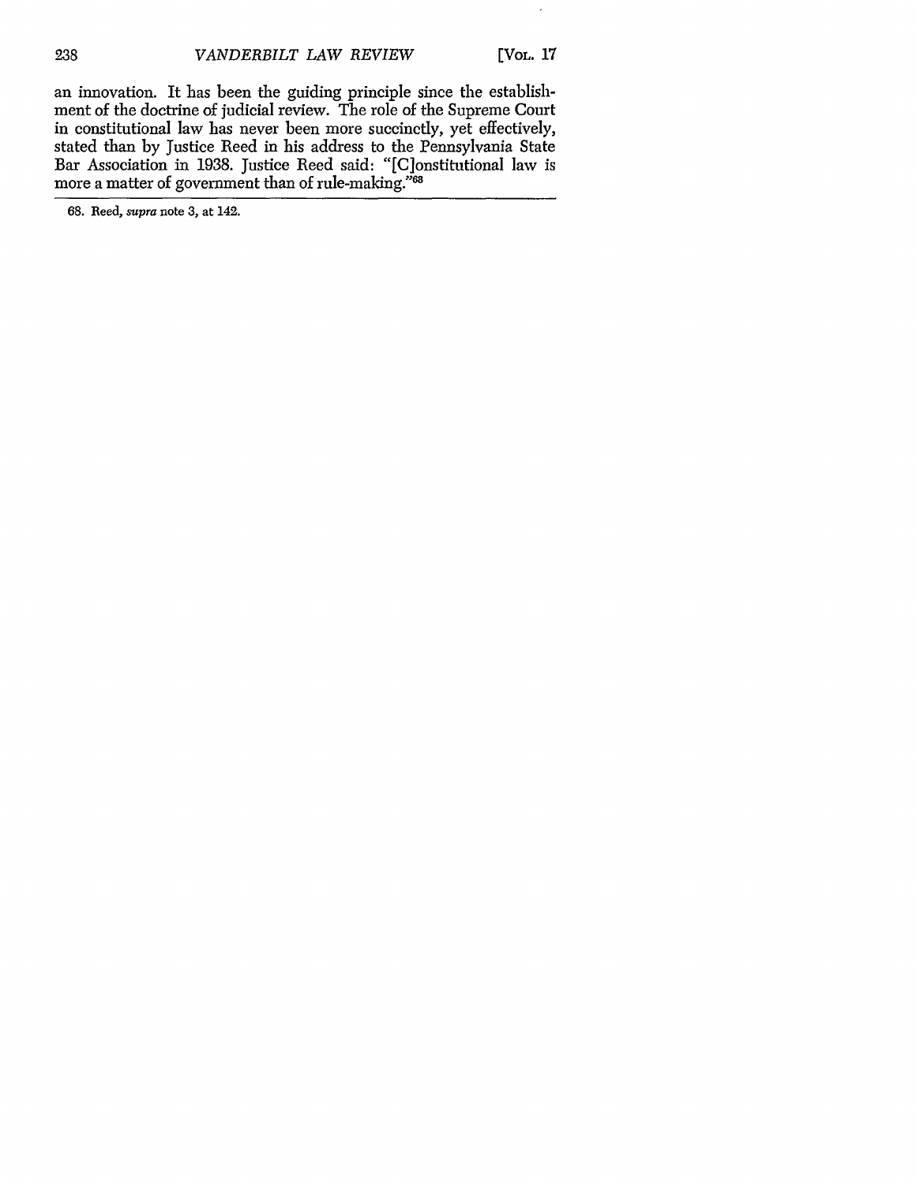an innovation. It has been the guiding principle since the establishment of the doctrine of judicial review. The role of the Supreme Court in constitutional law has never been more succinctly, yet effectively, stated than by Justice Reed in his address to the Pennsylvania State Bar Association in 1938. Justice Reed said: "[C]onstitutional law is more a matter of government than of rule-making."[68]

---

68. Reed, *supra* note 3, at 142.